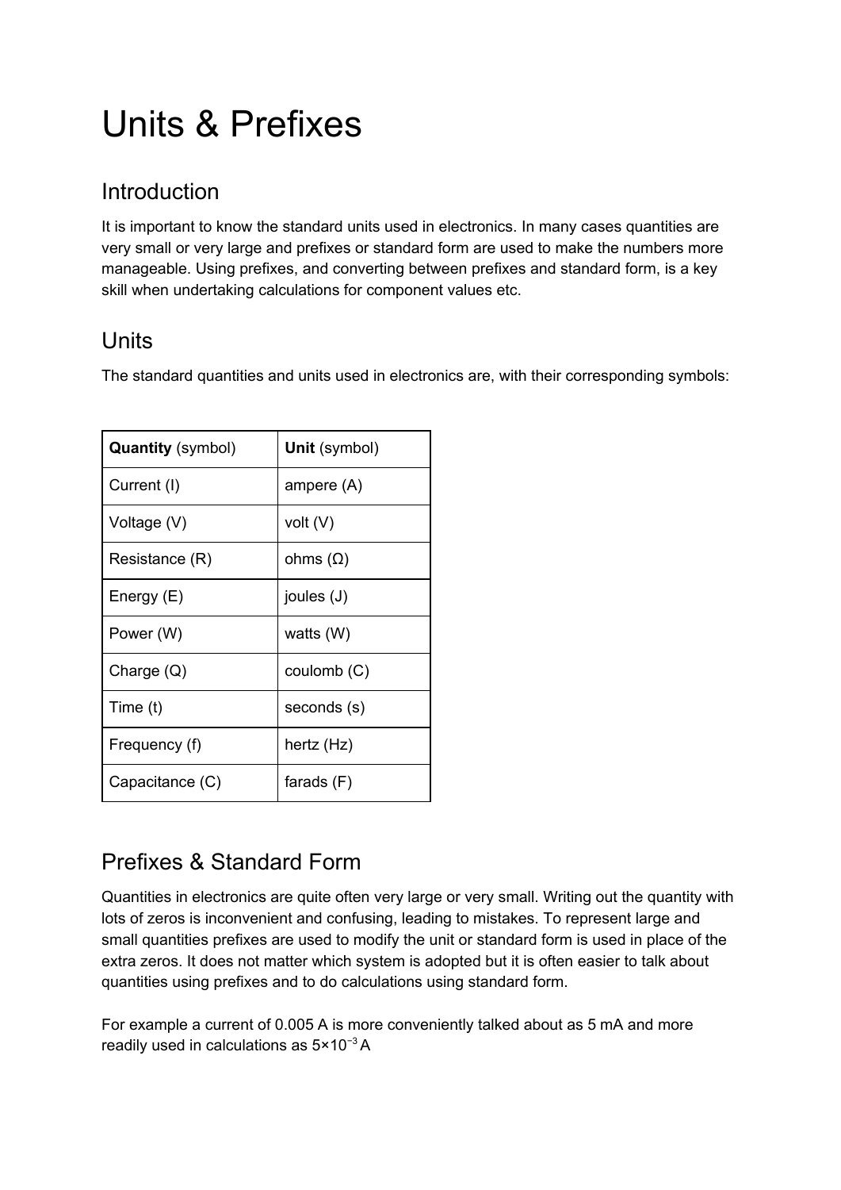# Units & Prefixes

## Introduction

It is important to know the standard units used in electronics. In many cases quantities are very small or very large and prefixes or standard form are used to make the numbers more manageable. Using prefixes, and converting between prefixes and standard form, is a key skill when undertaking calculations for component values etc.

## Units

The standard quantities and units used in electronics are, with their corresponding symbols:

| **Quantity** (symbol) | **Unit** (symbol) |
|---|---|
| Current (I) | ampere (A) |
| Voltage (V) | volt (V) |
| Resistance (R) | ohms (Ω) |
| Energy (E) | joules (J) |
| Power (W) | watts (W) |
| Charge (Q) | coulomb (C) |
| Time (t) | seconds (s) |
| Frequency (f) | hertz (Hz) |
| Capacitance (C) | farads (F) |

## Prefixes & Standard Form

Quantities in electronics are quite often very large or very small. Writing out the quantity with lots of zeros is inconvenient and confusing, leading to mistakes. To represent large and small quantities prefixes are used to modify the unit or standard form is used in place of the extra zeros. It does not matter which system is adopted but it is often easier to talk about quantities using prefixes and to do calculations using standard form.

For example a current of 0.005 A is more conveniently talked about as 5 mA and more readily used in calculations as $5 \times 10^{-3}$ A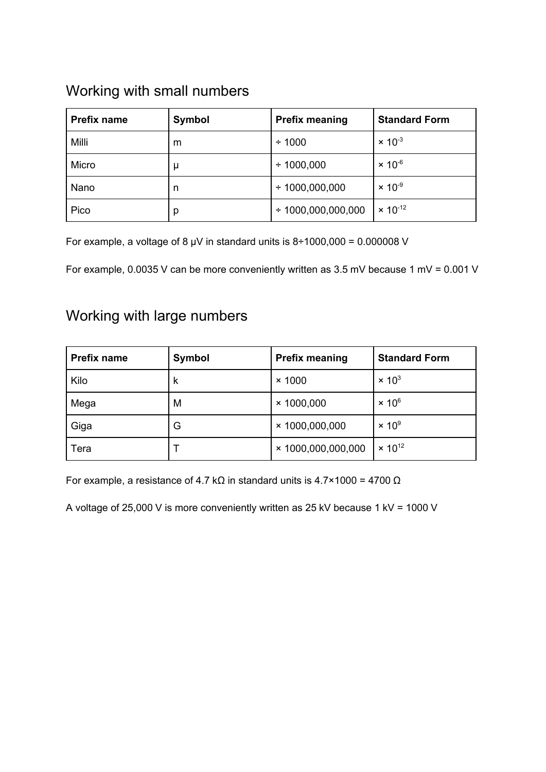## Working with small numbers

| Prefix name | Symbol | Prefix meaning | Standard Form |
|---|---|---|---|
| Milli | m | ÷ 1000 | $\times 10^{-3}$ |
| Micro | μ | ÷ 1000,000 | $\times 10^{-6}$ |
| Nano | n | ÷ 1000,000,000 | $\times 10^{-9}$ |
| Pico | p | ÷ 1000,000,000,000 | $\times 10^{-12}$ |

For example, a voltage of 8 μV in standard units is 8÷1000,000 = 0.000008 V

For example, 0.0035 V can be more conveniently written as 3.5 mV because 1 mV = 0.001 V

## Working with large numbers

| Prefix name | Symbol | Prefix meaning | Standard Form |
|---|---|---|---|
| Kilo | k | × 1000 | $\times 10^{3}$ |
| Mega | M | × 1000,000 | $\times 10^{6}$ |
| Giga | G | × 1000,000,000 | $\times 10^{9}$ |
| Tera | T | × 1000,000,000,000 | $\times 10^{12}$ |

For example, a resistance of 4.7 kΩ in standard units is 4.7×1000 = 4700 Ω

A voltage of 25,000 V is more conveniently written as 25 kV because 1 kV = 1000 V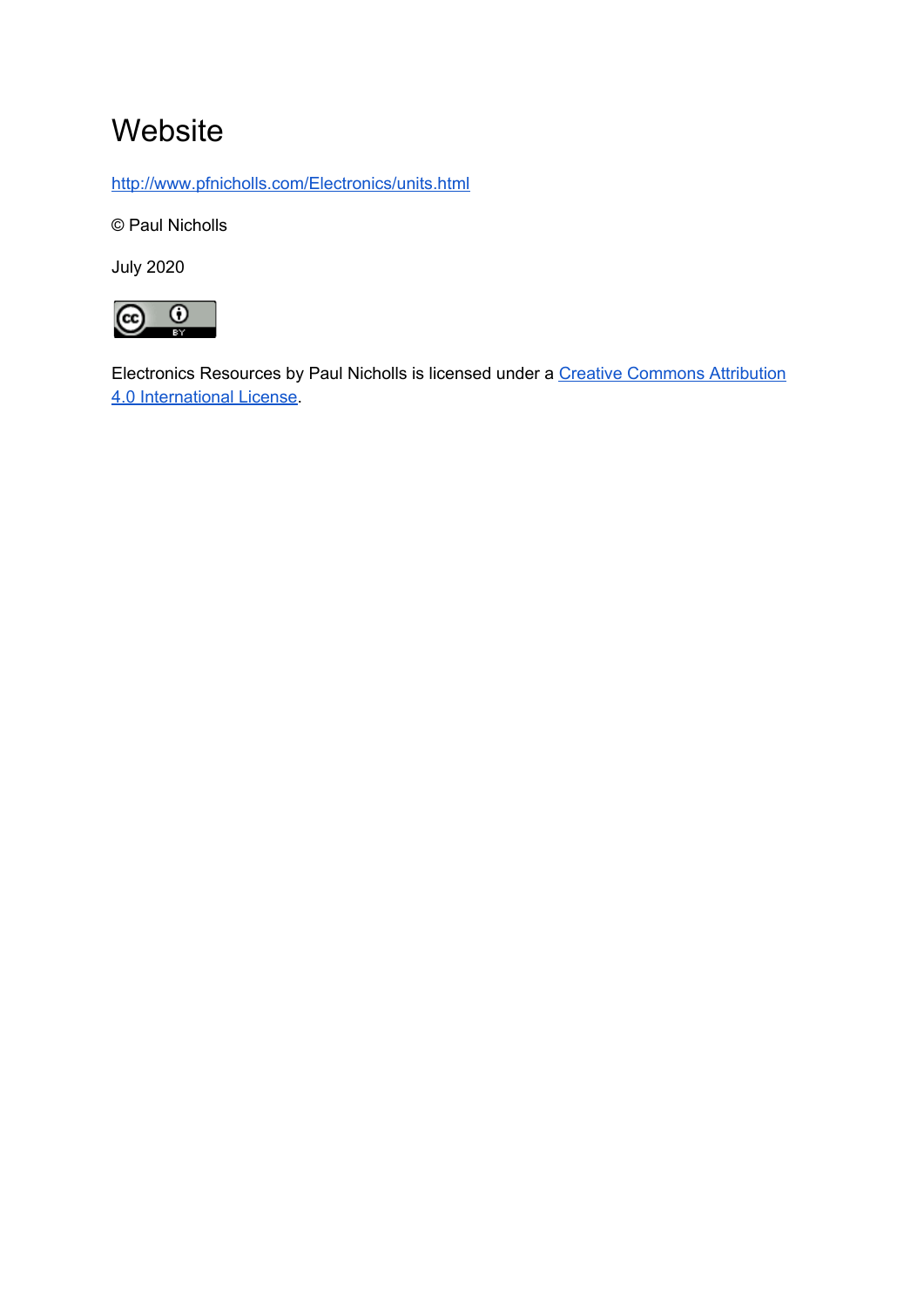# Website

http://www.pfnicholls.com/Electronics/units.html

© Paul Nicholls

July 2020

Electronics Resources by Paul Nicholls is licensed under a Creative Commons Attribution 4.0 International License.